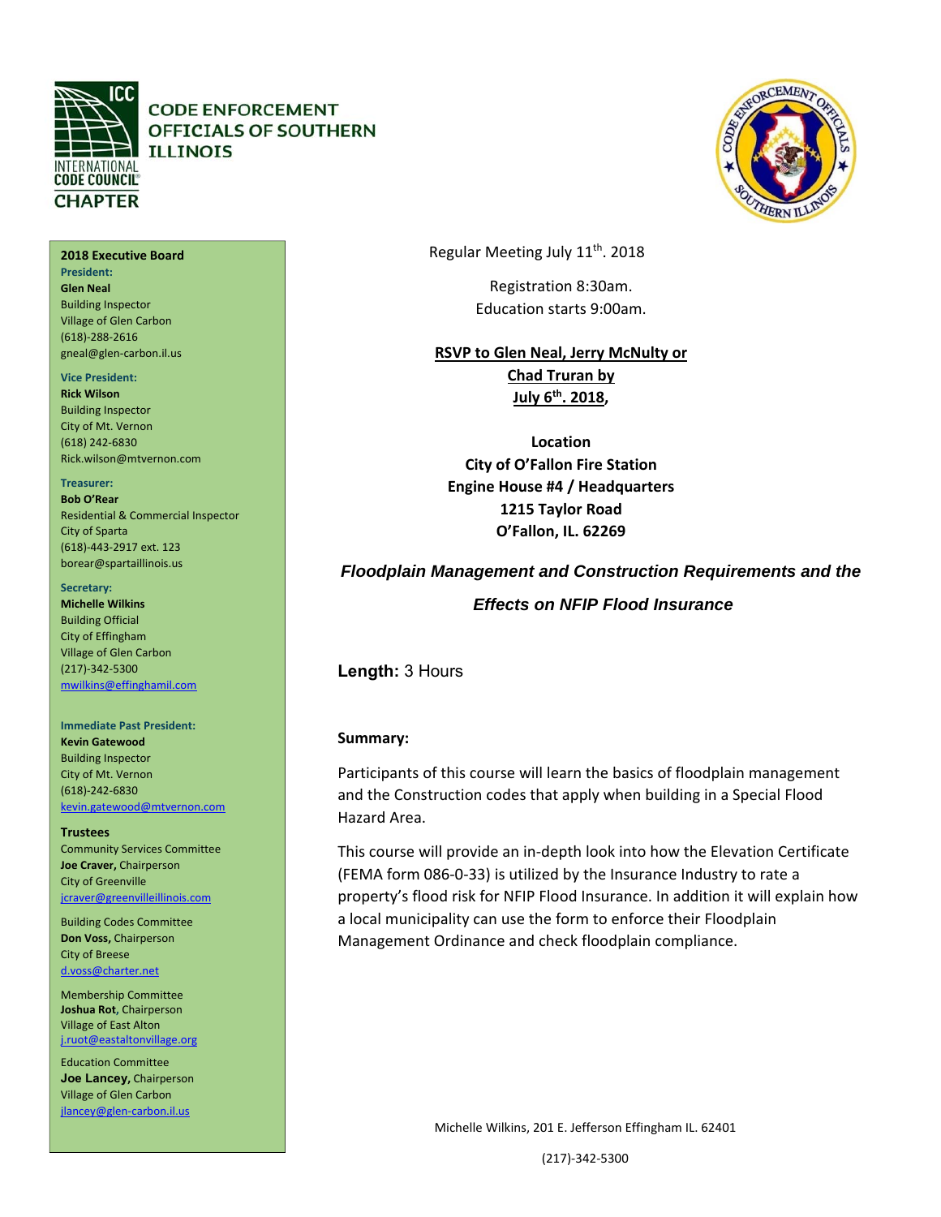**CODE ENFORCEMENT OFFICIALS OF SOUTHERN ILLINOIS**

INTERNATIONAL CODE COUNCIL CHAPTER

**2018 Executive Board**

**President:**
**Glen Neal**
Building Inspector
Village of Glen Carbon
(618)-288-2616
gneal@glen-carbon.il.us

**Vice President:**
**Rick Wilson**
Building Inspector
City of Mt. Vernon
(618) 242-6830
Rick.wilson@mtvernon.com

**Treasurer:**
**Bob O'Rear**
Residential & Commercial Inspector
City of Sparta
(618)-443-2917 ext. 123
borear@spartaillinois.us

**Secretary:**
**Michelle Wilkins**
Building Official
City of Effingham
Village of Glen Carbon
(217)-342-5300
mwilkins@effinghamil.com

**Immediate Past President:**
**Kevin Gatewood**
Building Inspector
City of Mt. Vernon
(618)-242-6830
kevin.gatewood@mtvernon.com

**Trustees**

Community Services Committee
**Joe Craver,** Chairperson
City of Greenville
jcraver@greenvilleillinois.com

Building Codes Committee
**Don Voss,** Chairperson
City of Breese
d.voss@charter.net

Membership Committee
**Joshua Rot,** Chairperson
Village of East Alton
j.ruot@eastaltonvillage.org

Education Committee
**Joe Lancey,** Chairperson
Village of Glen Carbon
jlancey@glen-carbon.il.us

---

Regular Meeting July 11th. 2018

Registration 8:30am.
Education starts 9:00am.

**RSVP to Glen Neal, Jerry McNulty or Chad Truran by July 6th. 2018,**

**Location**
**City of O'Fallon Fire Station**
**Engine House #4 / Headquarters**
**1215 Taylor Road**
**O'Fallon, IL. 62269**

## *Floodplain Management and Construction Requirements and the Effects on NFIP Flood Insurance*

**Length:** 3 Hours

**Summary:**

Participants of this course will learn the basics of floodplain management and the Construction codes that apply when building in a Special Flood Hazard Area.

This course will provide an in-depth look into how the Elevation Certificate (FEMA form 086-0-33) is utilized by the Insurance Industry to rate a property's flood risk for NFIP Flood Insurance. In addition it will explain how a local municipality can use the form to enforce their Floodplain Management Ordinance and check floodplain compliance.

Michelle Wilkins, 201 E. Jefferson Effingham IL. 62401

(217)-342-5300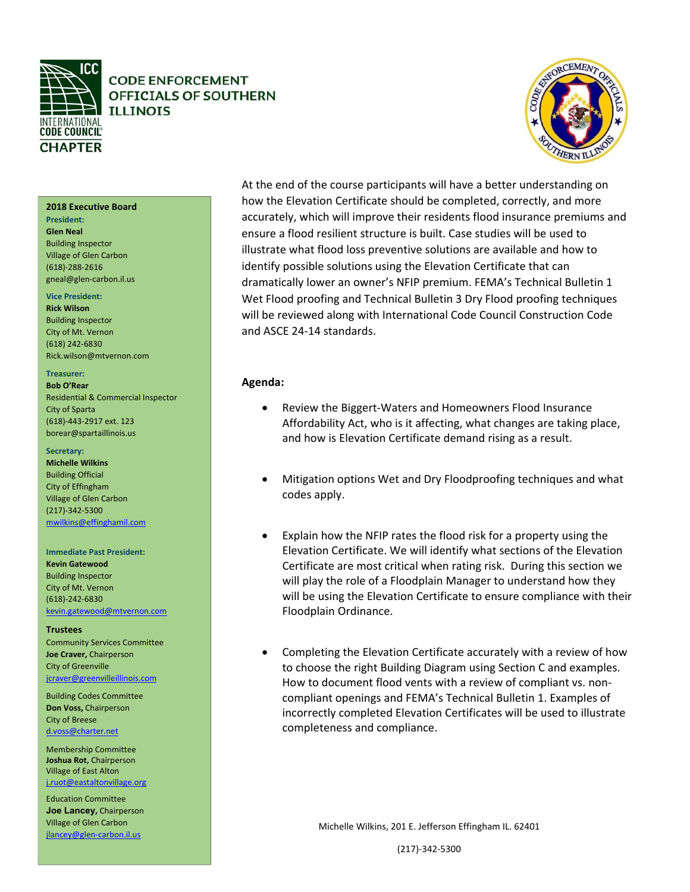CODE ENFORCEMENT OFFICIALS OF SOUTHERN ILLINOIS

INTERNATIONAL CODE COUNCIL CHAPTER

**2018 Executive Board**

**President:**
**Glen Neal**
Building Inspector
Village of Glen Carbon
(618)-288-2616
gneal@glen-carbon.il.us

**Vice President:**
**Rick Wilson**
Building Inspector
City of Mt. Vernon
(618) 242-6830
Rick.wilson@mtvernon.com

**Treasurer:**
**Bob O'Rear**
Residential & Commercial Inspector
City of Sparta
(618)-443-2917 ext. 123
borear@spartaillinois.us

**Secretary:**
**Michelle Wilkins**
Building Official
City of Effingham
Village of Glen Carbon
(217)-342-5300
mwilkins@effinghamil.com

**Immediate Past President:**
**Kevin Gatewood**
Building Inspector
City of Mt. Vernon
(618)-242-6830
kevin.gatewood@mtvernon.com

**Trustees**

Community Services Committee
**Joe Craver,** Chairperson
City of Greenville
jcraver@greenvilleillinois.com

Building Codes Committee
**Don Voss,** Chairperson
City of Breese
d.voss@charter.net

Membership Committee
**Joshua Rot,** Chairperson
Village of East Alton
j.ruot@eastaltonvillage.org

Education Committee
**Joe Lancey,** Chairperson
Village of Glen Carbon
jlancey@glen-carbon.il.us

At the end of the course participants will have a better understanding on how the Elevation Certificate should be completed, correctly, and more accurately, which will improve their residents flood insurance premiums and ensure a flood resilient structure is built. Case studies will be used to illustrate what flood loss preventive solutions are available and how to identify possible solutions using the Elevation Certificate that can dramatically lower an owner's NFIP premium. FEMA's Technical Bulletin 1 Wet Flood proofing and Technical Bulletin 3 Dry Flood proofing techniques will be reviewed along with International Code Council Construction Code and ASCE 24-14 standards.

**Agenda:**

- Review the Biggert-Waters and Homeowners Flood Insurance Affordability Act, who is it affecting, what changes are taking place, and how is Elevation Certificate demand rising as a result.

- Mitigation options Wet and Dry Floodproofing techniques and what codes apply.

- Explain how the NFIP rates the flood risk for a property using the Elevation Certificate. We will identify what sections of the Elevation Certificate are most critical when rating risk. During this section we will play the role of a Floodplain Manager to understand how they will be using the Elevation Certificate to ensure compliance with their Floodplain Ordinance.

- Completing the Elevation Certificate accurately with a review of how to choose the right Building Diagram using Section C and examples. How to document flood vents with a review of compliant vs. non-compliant openings and FEMA's Technical Bulletin 1. Examples of incorrectly completed Elevation Certificates will be used to illustrate completeness and compliance.

Michelle Wilkins, 201 E. Jefferson Effingham IL. 62401

(217)-342-5300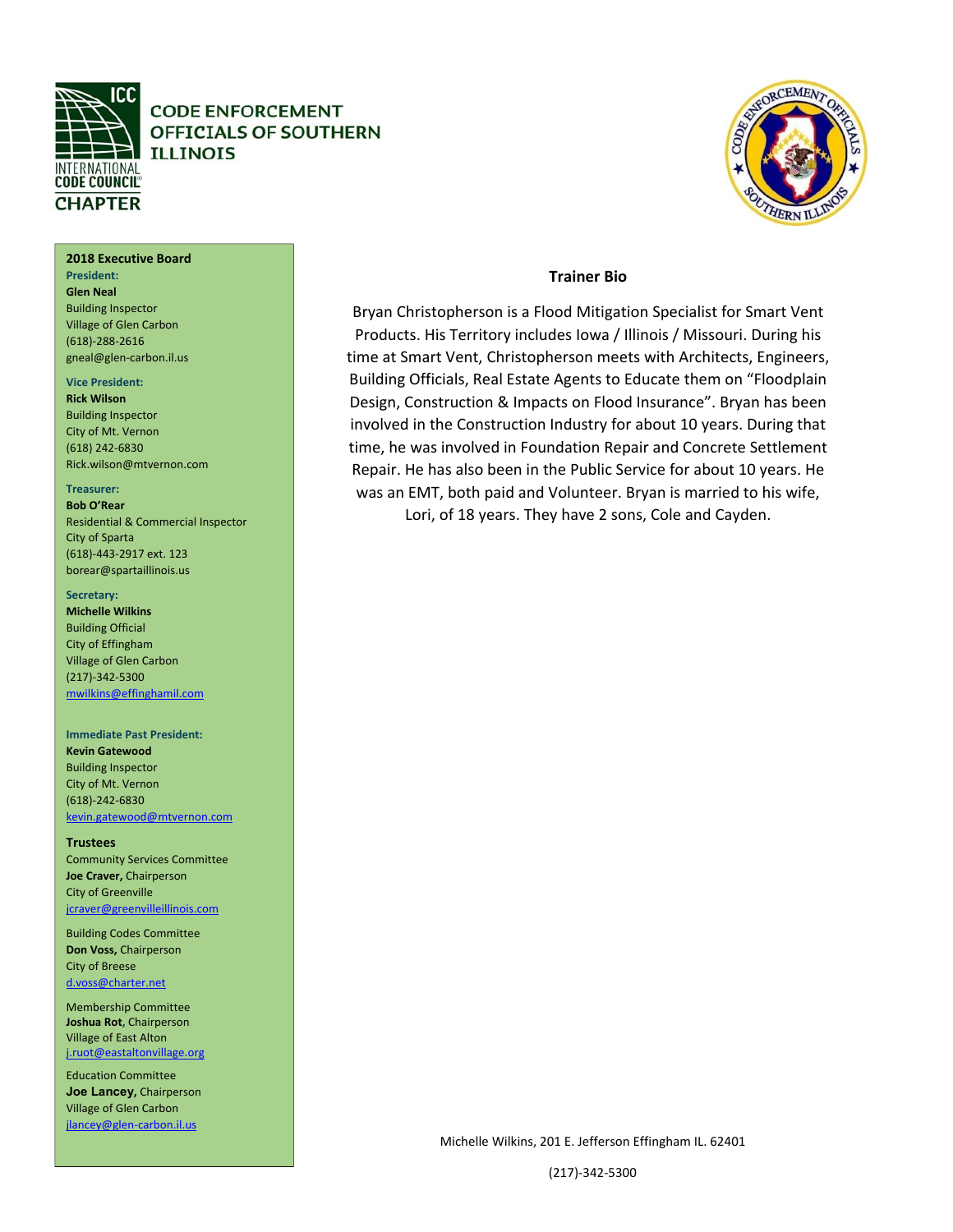CODE ENFORCEMENT OFFICIALS OF SOUTHERN ILLINOIS

INTERNATIONAL CODE COUNCIL CHAPTER

**2018 Executive Board**

**President:**
**Glen Neal**
Building Inspector
Village of Glen Carbon
(618)-288-2616
gneal@glen-carbon.il.us

**Vice President:**
**Rick Wilson**
Building Inspector
City of Mt. Vernon
(618) 242-6830
Rick.wilson@mtvernon.com

**Treasurer:**
**Bob O'Rear**
Residential & Commercial Inspector
City of Sparta
(618)-443-2917 ext. 123
borear@spartaillinois.us

**Secretary:**
**Michelle Wilkins**
Building Official
City of Effingham
Village of Glen Carbon
(217)-342-5300
mwilkins@effinghamil.com

**Immediate Past President:**
**Kevin Gatewood**
Building Inspector
City of Mt. Vernon
(618)-242-6830
kevin.gatewood@mtvernon.com

**Trustees**

Community Services Committee
**Joe Craver,** Chairperson
City of Greenville
jcraver@greenvilleillinois.com

Building Codes Committee
**Don Voss,** Chairperson
City of Breese
d.voss@charter.net

Membership Committee
**Joshua Rot,** Chairperson
Village of East Alton
j.ruot@eastaltonvillage.org

Education Committee
**Joe Lancey,** Chairperson
Village of Glen Carbon
jlancey@glen-carbon.il.us

## Trainer Bio

Bryan Christopherson is a Flood Mitigation Specialist for Smart Vent Products. His Territory includes Iowa / Illinois / Missouri. During his time at Smart Vent, Christopherson meets with Architects, Engineers, Building Officials, Real Estate Agents to Educate them on "Floodplain Design, Construction & Impacts on Flood Insurance". Bryan has been involved in the Construction Industry for about 10 years. During that time, he was involved in Foundation Repair and Concrete Settlement Repair. He has also been in the Public Service for about 10 years. He was an EMT, both paid and Volunteer. Bryan is married to his wife, Lori, of 18 years. They have 2 sons, Cole and Cayden.

Michelle Wilkins, 201 E. Jefferson Effingham IL. 62401

(217)-342-5300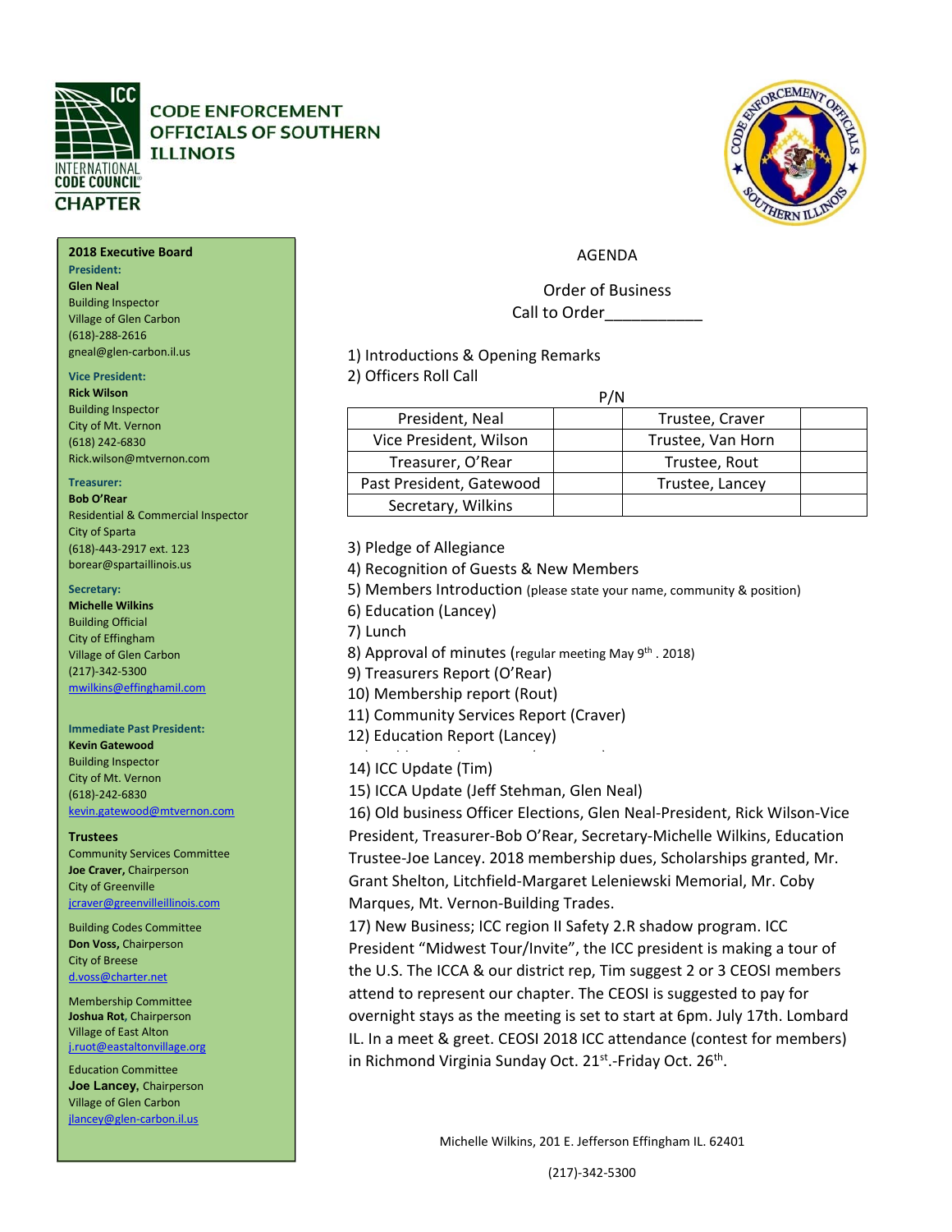# CODE ENFORCEMENT OFFICIALS OF SOUTHERN ILLINOIS

INTERNATIONAL CODE COUNCIL CHAPTER

**2018 Executive Board**

**President:**
**Glen Neal**
Building Inspector
Village of Glen Carbon
(618)-288-2616
gneal@glen-carbon.il.us

**Vice President:**
**Rick Wilson**
Building Inspector
City of Mt. Vernon
(618) 242-6830
Rick.wilson@mtvernon.com

**Treasurer:**
**Bob O'Rear**
Residential & Commercial Inspector
City of Sparta
(618)-443-2917 ext. 123
borear@spartaillinois.us

**Secretary:**
**Michelle Wilkins**
Building Official
City of Effingham
Village of Glen Carbon
(217)-342-5300
mwilkins@effinghamil.com

**Immediate Past President:**
**Kevin Gatewood**
Building Inspector
City of Mt. Vernon
(618)-242-6830
kevin.gatewood@mtvernon.com

**Trustees**

Community Services Committee
**Joe Craver,** Chairperson
City of Greenville
jcraver@greenvilleillinois.com

Building Codes Committee
**Don Voss,** Chairperson
City of Breese
d.voss@charter.net

Membership Committee
**Joshua Rot,** Chairperson
Village of East Alton
j.ruot@eastaltonvillage.org

Education Committee
**Joe Lancey,** Chairperson
Village of Glen Carbon
jlancey@glen-carbon.il.us

AGENDA

Order of Business

Call to Order___________

1) Introductions & Opening Remarks
2) Officers Roll Call

| | P/N | | |
|---|---|---|---|
| President, Neal | | Trustee, Craver | |
| Vice President, Wilson | | Trustee, Van Horn | |
| Treasurer, O'Rear | | Trustee, Rout | |
| Past President, Gatewood | | Trustee, Lancey | |
| Secretary, Wilkins | | | |

3) Pledge of Allegiance
4) Recognition of Guests & New Members
5) Members Introduction (please state your name, community & position)
6) Education (Lancey)
7) Lunch
8) Approval of minutes (regular meeting May 9th . 2018)
9) Treasurers Report (O'Rear)
10) Membership report (Rout)
11) Community Services Report (Craver)
12) Education Report (Lancey)
14) ICC Update (Tim)
15) ICCA Update (Jeff Stehman, Glen Neal)
16) Old business Officer Elections, Glen Neal-President, Rick Wilson-Vice President, Treasurer-Bob O'Rear, Secretary-Michelle Wilkins, Education Trustee-Joe Lancey. 2018 membership dues, Scholarships granted, Mr. Grant Shelton, Litchfield-Margaret Leleniewski Memorial, Mr. Coby Marques, Mt. Vernon-Building Trades.
17) New Business; ICC region II Safety 2.R shadow program. ICC President "Midwest Tour/Invite", the ICC president is making a tour of the U.S. The ICCA & our district rep, Tim suggest 2 or 3 CEOSI members attend to represent our chapter. The CEOSI is suggested to pay for overnight stays as the meeting is set to start at 6pm. July 17th. Lombard IL. In a meet & greet. CEOSI 2018 ICC attendance (contest for members) in Richmond Virginia Sunday Oct. 21st.-Friday Oct. 26th.

Michelle Wilkins, 201 E. Jefferson Effingham IL. 62401

(217)-342-5300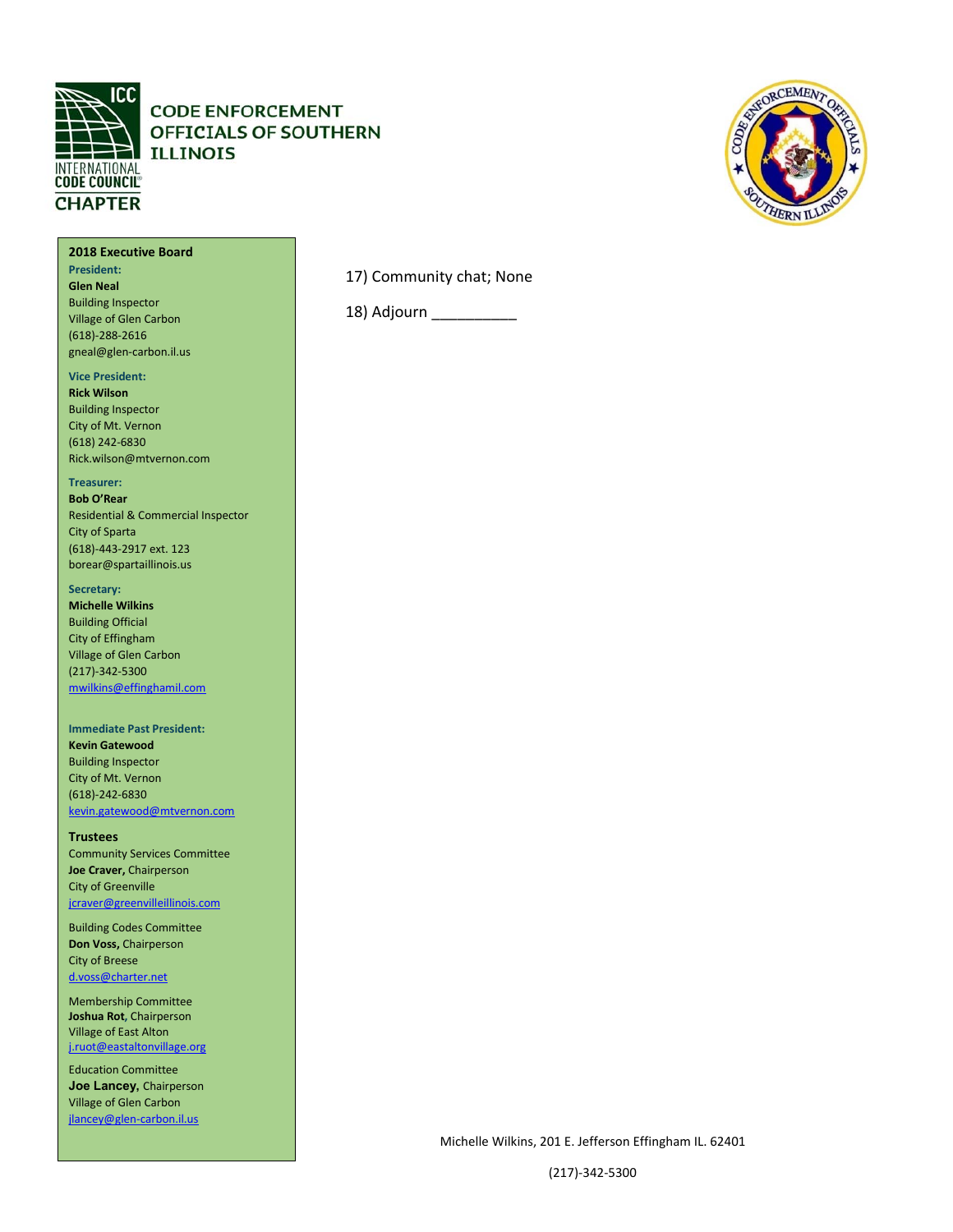CODE ENFORCEMENT OFFICIALS OF SOUTHERN ILLINOIS

**2018 Executive Board**

**President:**
**Glen Neal**
Building Inspector
Village of Glen Carbon
(618)-288-2616
gneal@glen-carbon.il.us

**Vice President:**
**Rick Wilson**
Building Inspector
City of Mt. Vernon
(618) 242-6830
Rick.wilson@mtvernon.com

**Treasurer:**
**Bob O'Rear**
Residential & Commercial Inspector
City of Sparta
(618)-443-2917 ext. 123
borear@spartaillinois.us

**Secretary:**
**Michelle Wilkins**
Building Official
City of Effingham
Village of Glen Carbon
(217)-342-5300
mwilkins@effinghamil.com

**Immediate Past President:**
**Kevin Gatewood**
Building Inspector
City of Mt. Vernon
(618)-242-6830
kevin.gatewood@mtvernon.com

**Trustees**

Community Services Committee
**Joe Craver,** Chairperson
City of Greenville
jcraver@greenvilleillinois.com

Building Codes Committee
**Don Voss,** Chairperson
City of Breese
d.voss@charter.net

Membership Committee
**Joshua Rot**, Chairperson
Village of East Alton
j.ruot@eastaltonvillage.org

Education Committee
**Joe Lancey,** Chairperson
Village of Glen Carbon
jlancey@glen-carbon.il.us

17) Community chat; None

18) Adjourn __________

Michelle Wilkins, 201 E. Jefferson Effingham IL. 62401

(217)-342-5300